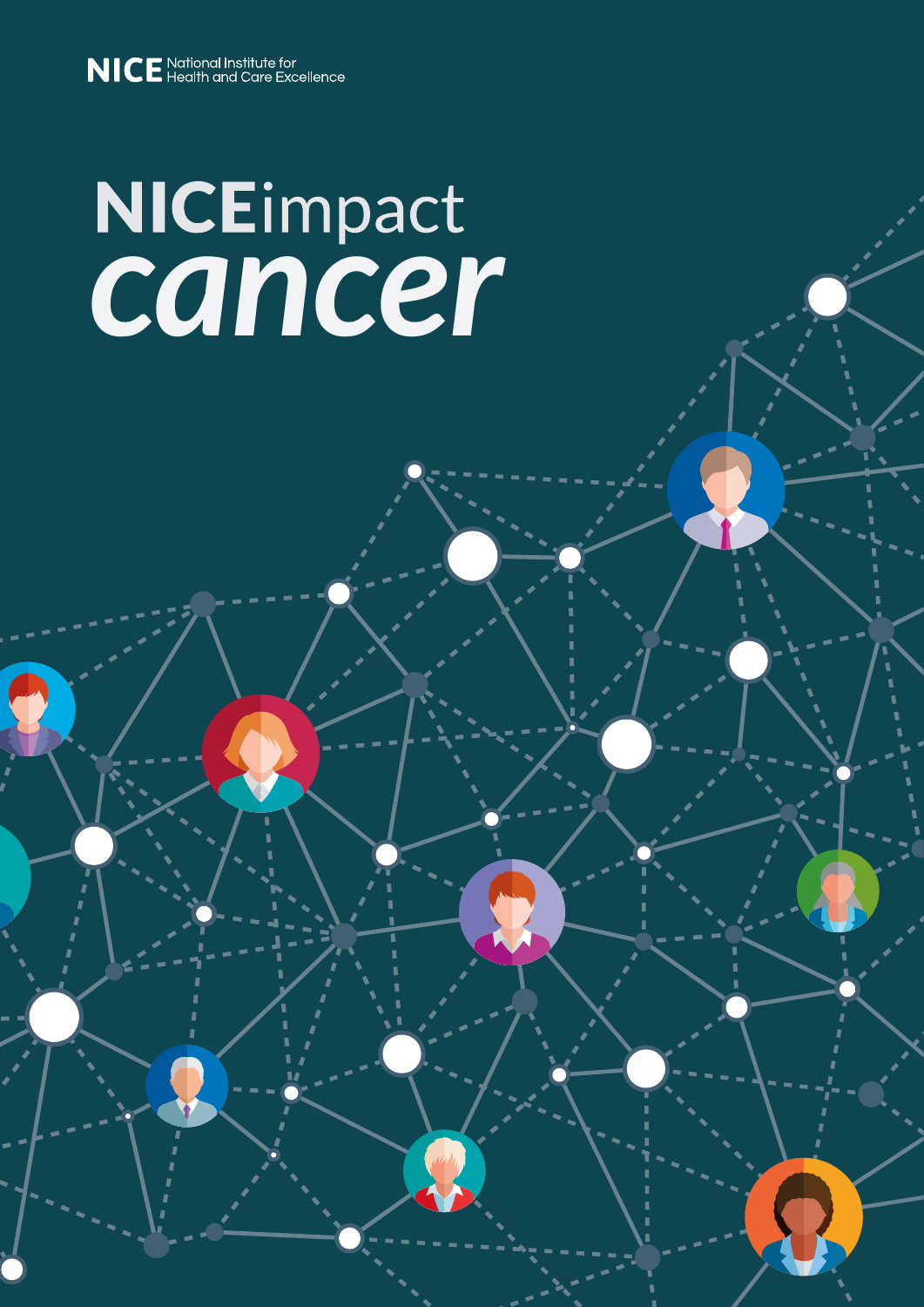NICE National Institute for Health and Care Excellence

# NICEimpact cancer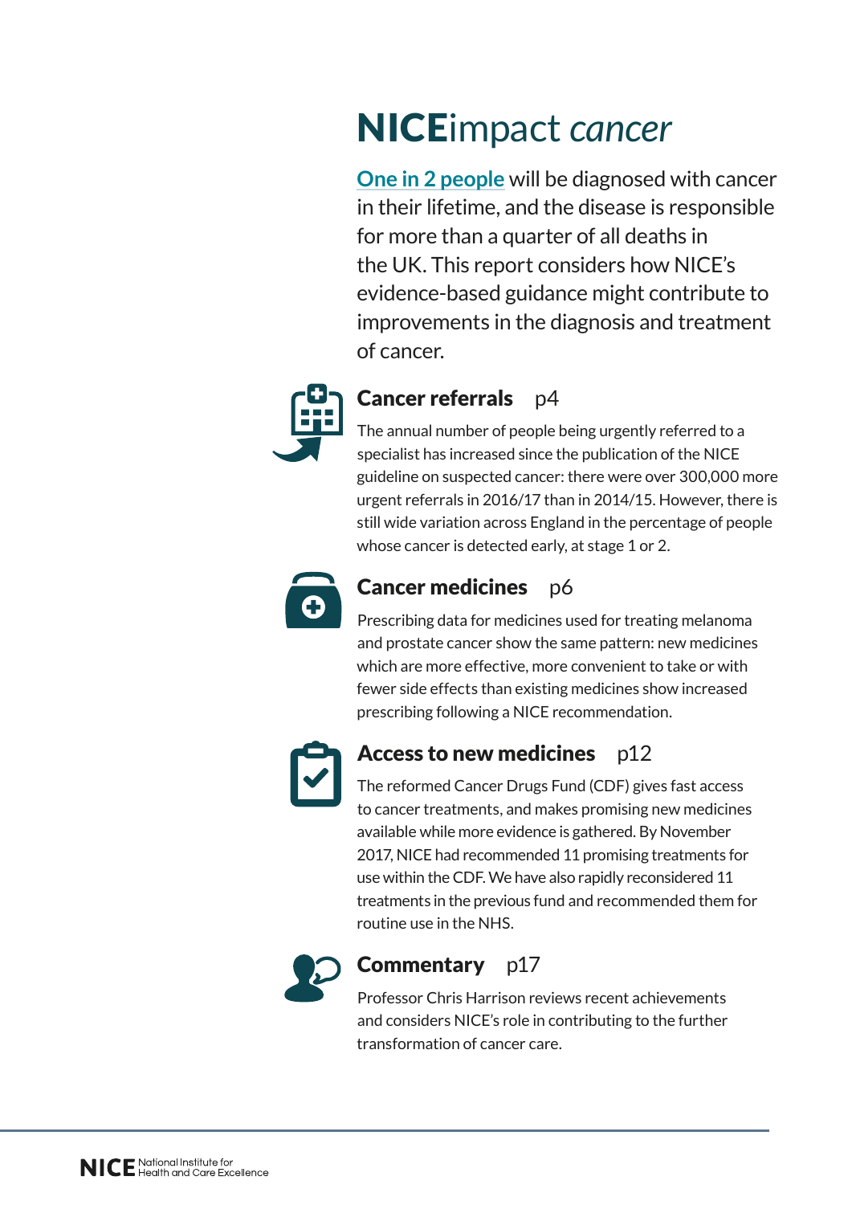# NICEimpact *cancer*

One in 2 people will be diagnosed with cancer in their lifetime, and the disease is responsible for more than a quarter of all deaths in the UK. This report considers how NICE's evidence-based guidance might contribute to improvements in the diagnosis and treatment of cancer.

## Cancer referrals p4

The annual number of people being urgently referred to a specialist has increased since the publication of the NICE guideline on suspected cancer: there were over 300,000 more urgent referrals in 2016/17 than in 2014/15. However, there is still wide variation across England in the percentage of people whose cancer is detected early, at stage 1 or 2.

## Cancer medicines p6

Prescribing data for medicines used for treating melanoma and prostate cancer show the same pattern: new medicines which are more effective, more convenient to take or with fewer side effects than existing medicines show increased prescribing following a NICE recommendation.

## Access to new medicines p12

The reformed Cancer Drugs Fund (CDF) gives fast access to cancer treatments, and makes promising new medicines available while more evidence is gathered. By November 2017, NICE had recommended 11 promising treatments for use within the CDF. We have also rapidly reconsidered 11 treatments in the previous fund and recommended them for routine use in the NHS.

## Commentary p17

Professor Chris Harrison reviews recent achievements and considers NICE's role in contributing to the further transformation of cancer care.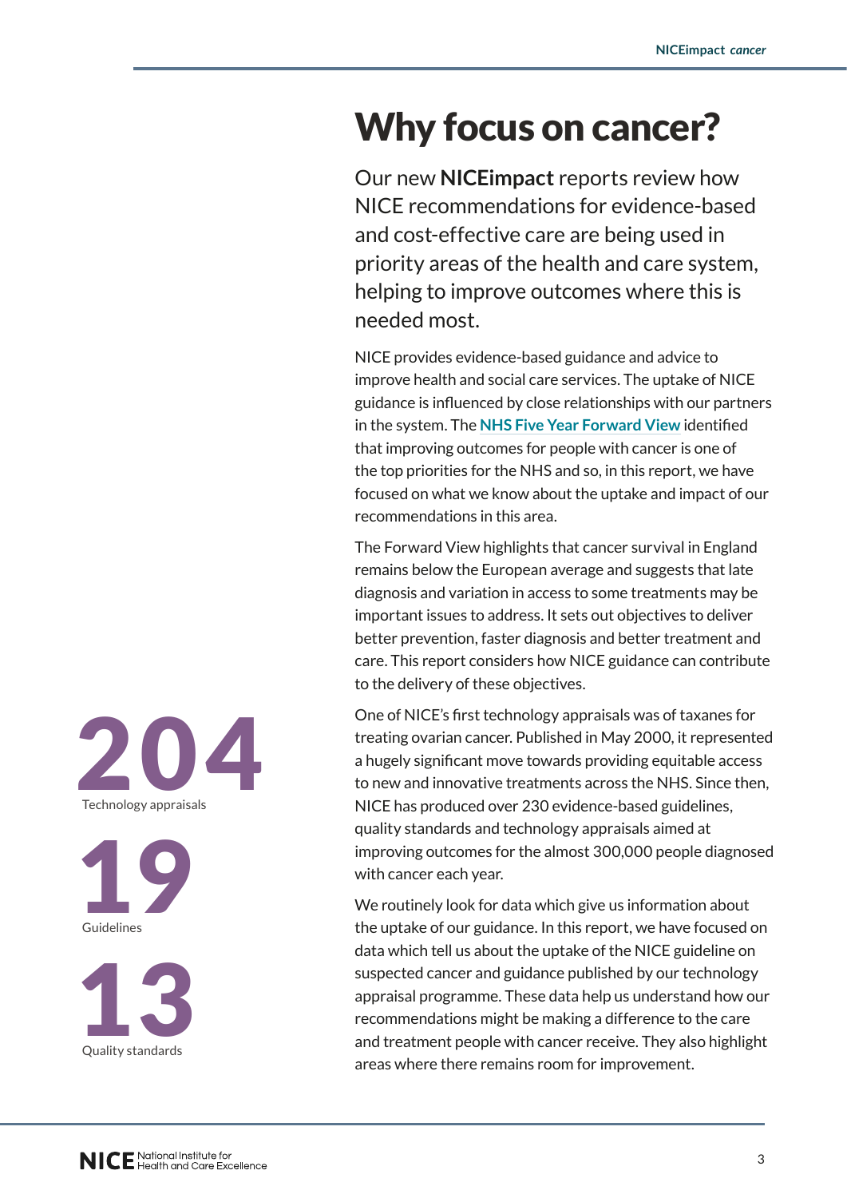# Why focus on cancer?

Our new **NICEimpact** reports review how NICE recommendations for evidence-based and cost-effective care are being used in priority areas of the health and care system, helping to improve outcomes where this is needed most.

NICE provides evidence-based guidance and advice to improve health and social care services. The uptake of NICE guidance is influenced by close relationships with our partners in the system. The **NHS Five Year Forward View** identified that improving outcomes for people with cancer is one of the top priorities for the NHS and so, in this report, we have focused on what we know about the uptake and impact of our recommendations in this area.

The Forward View highlights that cancer survival in England remains below the European average and suggests that late diagnosis and variation in access to some treatments may be important issues to address. It sets out objectives to deliver better prevention, faster diagnosis and better treatment and care. This report considers how NICE guidance can contribute to the delivery of these objectives.

One of NICE's first technology appraisals was of taxanes for treating ovarian cancer. Published in May 2000, it represented a hugely significant move towards providing equitable access to new and innovative treatments across the NHS. Since then, NICE has produced over 230 evidence-based guidelines, quality standards and technology appraisals aimed at improving outcomes for the almost 300,000 people diagnosed with cancer each year.

We routinely look for data which give us information about the uptake of our guidance. In this report, we have focused on data which tell us about the uptake of the NICE guideline on suspected cancer and guidance published by our technology appraisal programme. These data help us understand how our recommendations might be making a difference to the care and treatment people with cancer receive. They also highlight areas where there remains room for improvement.

**204**
Technology appraisals

**19**
Guidelines

**13**
Quality standards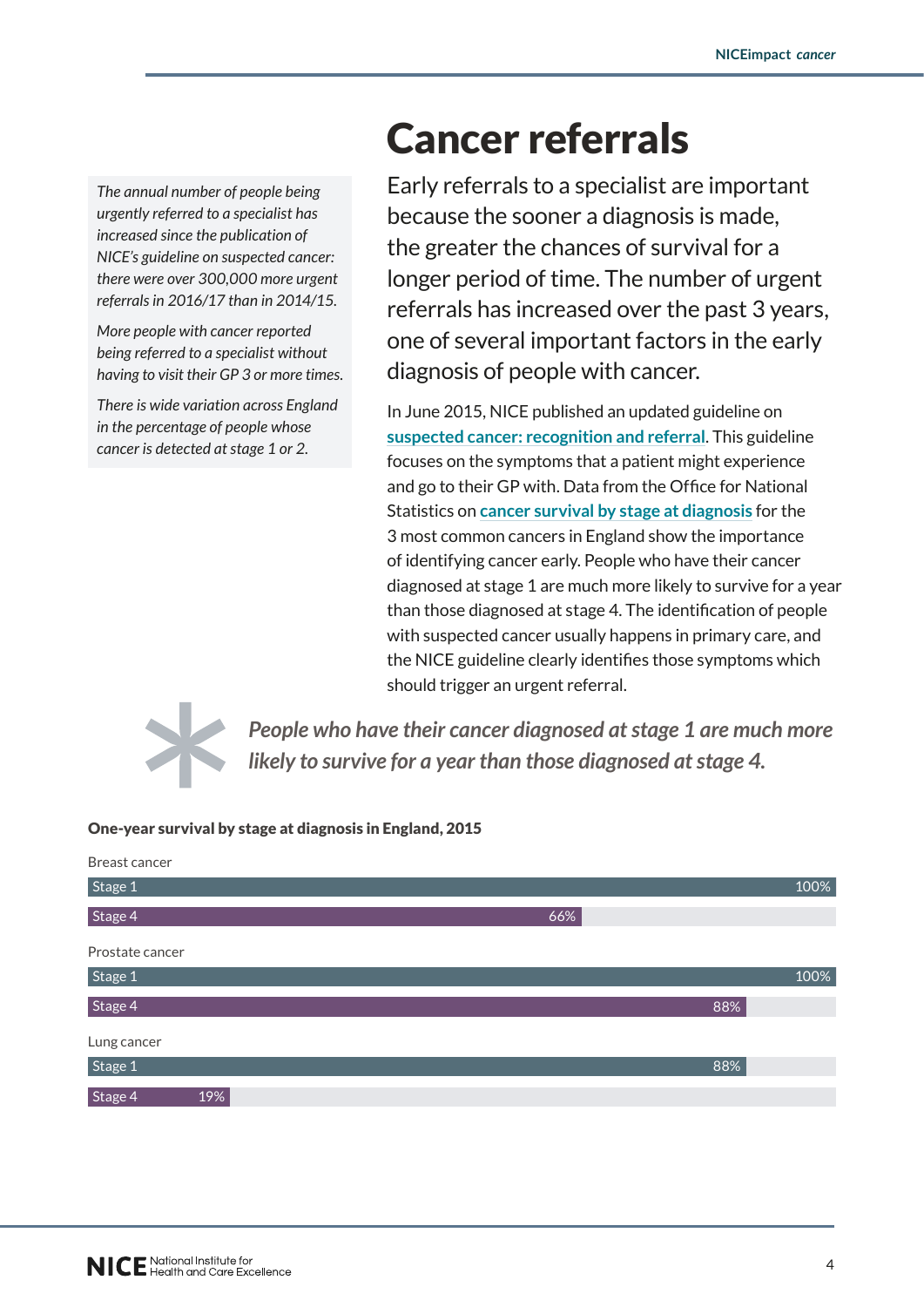# Cancer referrals

*The annual number of people being urgently referred to a specialist has increased since the publication of NICE's guideline on suspected cancer: there were over 300,000 more urgent referrals in 2016/17 than in 2014/15.*

*More people with cancer reported being referred to a specialist without having to visit their GP 3 or more times.*

*There is wide variation across England in the percentage of people whose cancer is detected at stage 1 or 2.*

Early referrals to a specialist are important because the sooner a diagnosis is made, the greater the chances of survival for a longer period of time. The number of urgent referrals has increased over the past 3 years, one of several important factors in the early diagnosis of people with cancer.

In June 2015, NICE published an updated guideline on **suspected cancer: recognition and referral**. This guideline focuses on the symptoms that a patient might experience and go to their GP with. Data from the Office for National Statistics on **cancer survival by stage at diagnosis** for the 3 most common cancers in England show the importance of identifying cancer early. People who have their cancer diagnosed at stage 1 are much more likely to survive for a year than those diagnosed at stage 4. The identification of people with suspected cancer usually happens in primary care, and the NICE guideline clearly identifies those symptoms which should trigger an urgent referral.

> ***People who have their cancer diagnosed at stage 1 are much more likely to survive for a year than those diagnosed at stage 4.***

**One-year survival by stage at diagnosis in England, 2015**

| Cancer | Stage | One-year survival |
|---|---|---|
| Breast cancer | Stage 1 | 100% |
| | Stage 4 | 66% |
| Prostate cancer | Stage 1 | 100% |
| | Stage 4 | 88% |
| Lung cancer | Stage 1 | 88% |
| | Stage 4 | 19% |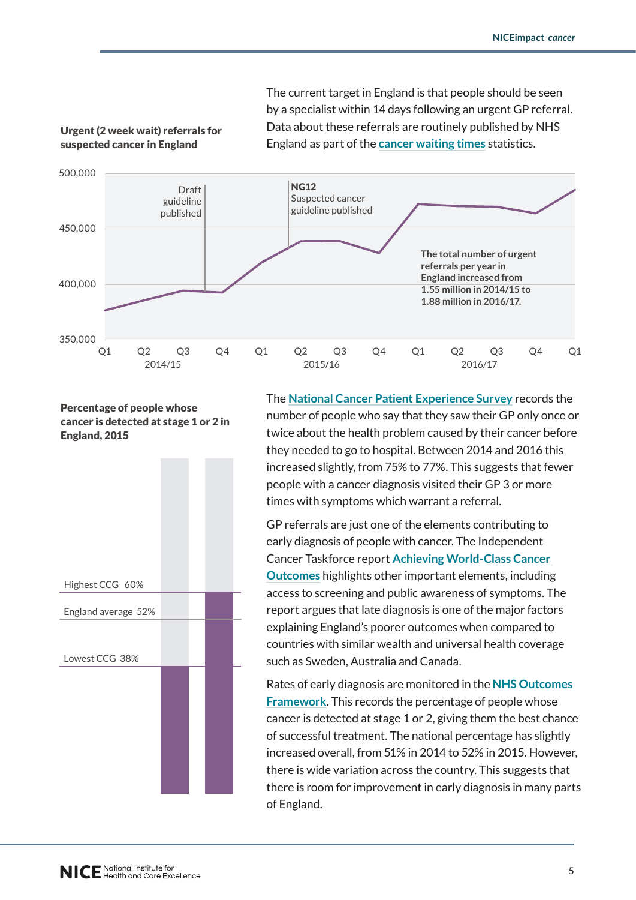**Urgent (2 week wait) referrals for suspected cancer in England**

The current target in England is that people should be seen by a specialist within 14 days following an urgent GP referral. Data about these referrals are routinely published by NHS England as part of the cancer waiting times statistics.

500,000
450,000
400,000
350,000

Q1 Q2 Q3 Q4 Q1 Q2 Q3 Q4 Q1 Q2 Q3 Q4 Q1

2014/15 2015/16 2016/17

Draft guideline published

**NG12**
Suspected cancer guideline published

**The total number of urgent referrals per year in England increased from 1.55 million in 2014/15 to 1.88 million in 2016/17.**

**Percentage of people whose cancer is detected at stage 1 or 2 in England, 2015**

Highest CCG 60%

England average 52%

Lowest CCG 38%

The National Cancer Patient Experience Survey records the number of people who say that they saw their GP only once or twice about the health problem caused by their cancer before they needed to go to hospital. Between 2014 and 2016 this increased slightly, from 75% to 77%. This suggests that fewer people with a cancer diagnosis visited their GP 3 or more times with symptoms which warrant a referral.

GP referrals are just one of the elements contributing to early diagnosis of people with cancer. The Independent Cancer Taskforce report Achieving World-Class Cancer Outcomes highlights other important elements, including access to screening and public awareness of symptoms. The report argues that late diagnosis is one of the major factors explaining England's poorer outcomes when compared to countries with similar wealth and universal health coverage such as Sweden, Australia and Canada.

Rates of early diagnosis are monitored in the NHS Outcomes Framework. This records the percentage of people whose cancer is detected at stage 1 or 2, giving them the best chance of successful treatment. The national percentage has slightly increased overall, from 51% in 2014 to 52% in 2015. However, there is wide variation across the country. This suggests that there is room for improvement in early diagnosis in many parts of England.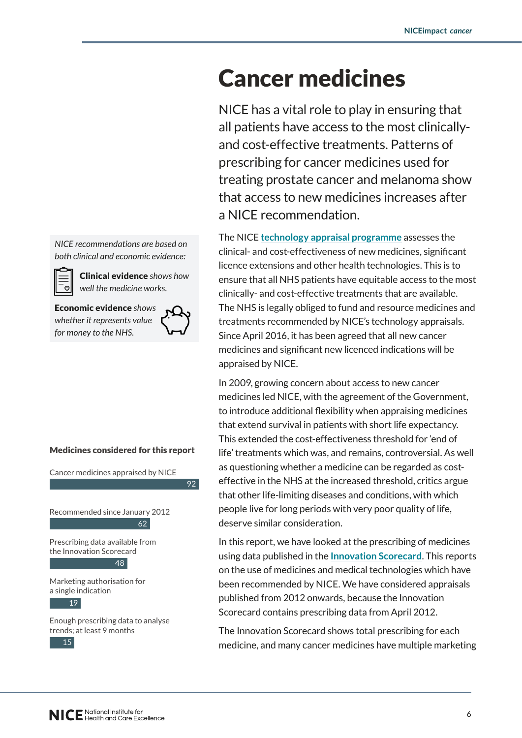# Cancer medicines

NICE has a vital role to play in ensuring that all patients have access to the most clinically- and cost-effective treatments. Patterns of prescribing for cancer medicines used for treating prostate cancer and melanoma show that access to new medicines increases after a NICE recommendation.

*NICE recommendations are based on both clinical and economic evidence:*

***Clinical evidence** shows how well the medicine works.*

***Economic evidence** shows whether it represents value for money to the NHS.*

The NICE technology appraisal programme assesses the clinical- and cost-effectiveness of new medicines, significant licence extensions and other health technologies. This is to ensure that all NHS patients have equitable access to the most clinically- and cost-effective treatments that are available. The NHS is legally obliged to fund and resource medicines and treatments recommended by NICE's technology appraisals. Since April 2016, it has been agreed that all new cancer medicines and significant new licenced indications will be appraised by NICE.

In 2009, growing concern about access to new cancer medicines led NICE, with the agreement of the Government, to introduce additional flexibility when appraising medicines that extend survival in patients with short life expectancy. This extended the cost-effectiveness threshold for 'end of life' treatments which was, and remains, controversial. As well as questioning whether a medicine can be regarded as cost-effective in the NHS at the increased threshold, critics argue that other life-limiting diseases and conditions, with which people live for long periods with very poor quality of life, deserve similar consideration.

In this report, we have looked at the prescribing of medicines using data published in the Innovation Scorecard. This reports on the use of medicines and medical technologies which have been recommended by NICE. We have considered appraisals published from 2012 onwards, because the Innovation Scorecard contains prescribing data from April 2012.

The Innovation Scorecard shows total prescribing for each medicine, and many cancer medicines have multiple marketing

**Medicines considered for this report**

| Category | Number |
|---|---|
| Cancer medicines appraised by NICE | 92 |
| Recommended since January 2012 | 62 |
| Prescribing data available from the Innovation Scorecard | 48 |
| Marketing authorisation for a single indication | 19 |
| Enough prescribing data to analyse trends; at least 9 months | 15 |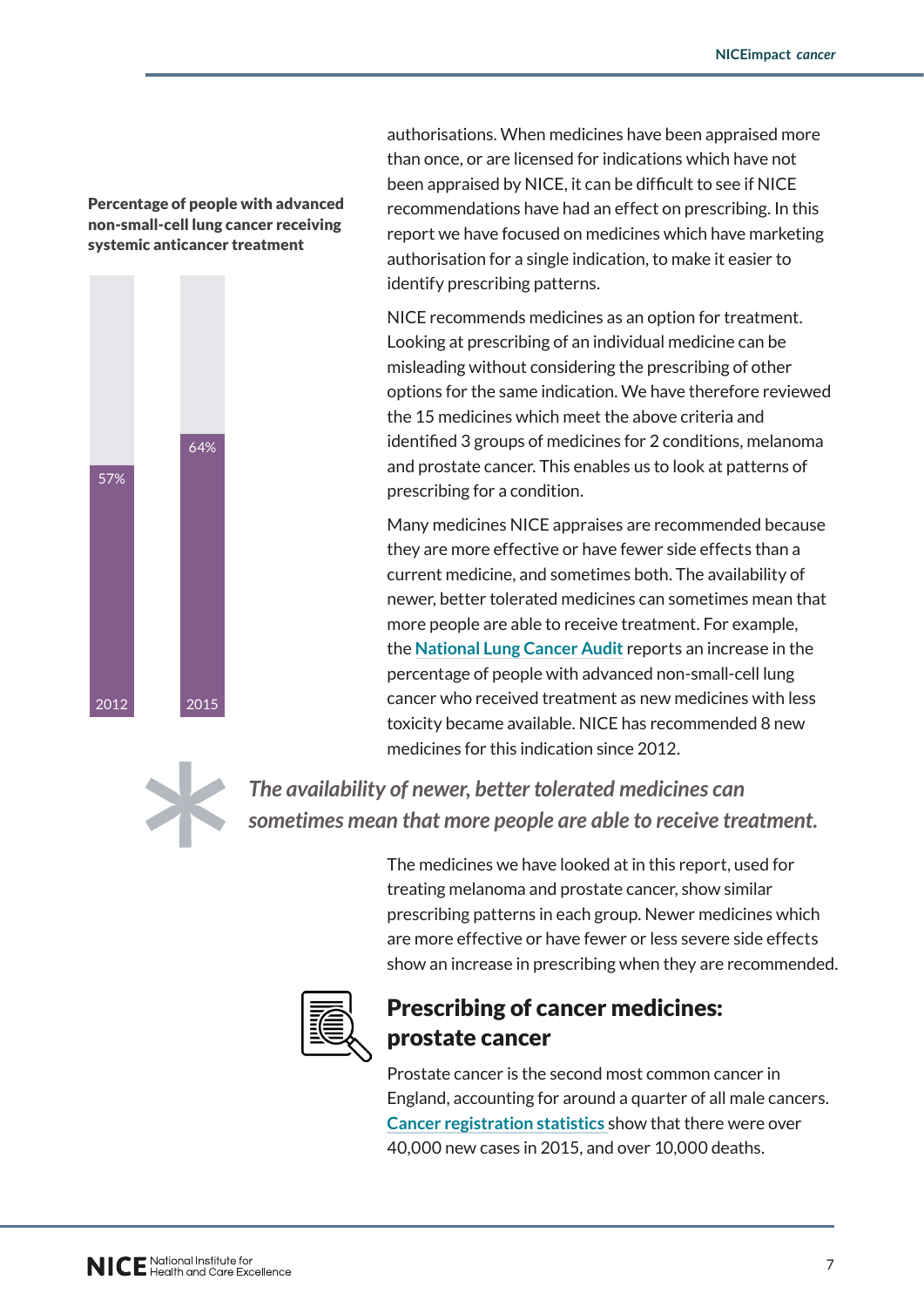authorisations. When medicines have been appraised more than once, or are licensed for indications which have not been appraised by NICE, it can be difficult to see if NICE recommendations have had an effect on prescribing. In this report we have focused on medicines which have marketing authorisation for a single indication, to make it easier to identify prescribing patterns.

NICE recommends medicines as an option for treatment. Looking at prescribing of an individual medicine can be misleading without considering the prescribing of other options for the same indication. We have therefore reviewed the 15 medicines which meet the above criteria and identified 3 groups of medicines for 2 conditions, melanoma and prostate cancer. This enables us to look at patterns of prescribing for a condition.

Many medicines NICE appraises are recommended because they are more effective or have fewer side effects than a current medicine, and sometimes both. The availability of newer, better tolerated medicines can sometimes mean that more people are able to receive treatment. For example, the **National Lung Cancer Audit** reports an increase in the percentage of people with advanced non-small-cell lung cancer who received treatment as new medicines with less toxicity became available. NICE has recommended 8 new medicines for this indication since 2012.

**Percentage of people with advanced non-small-cell lung cancer receiving systemic anticancer treatment**

| Year | Percentage |
|---|---|
| 2012 | 57% |
| 2015 | 64% |

*The availability of newer, better tolerated medicines can sometimes mean that more people are able to receive treatment.*

The medicines we have looked at in this report, used for treating melanoma and prostate cancer, show similar prescribing patterns in each group. Newer medicines which are more effective or have fewer or less severe side effects show an increase in prescribing when they are recommended.

## Prescribing of cancer medicines: prostate cancer

Prostate cancer is the second most common cancer in England, accounting for around a quarter of all male cancers. **Cancer registration statistics** show that there were over 40,000 new cases in 2015, and over 10,000 deaths.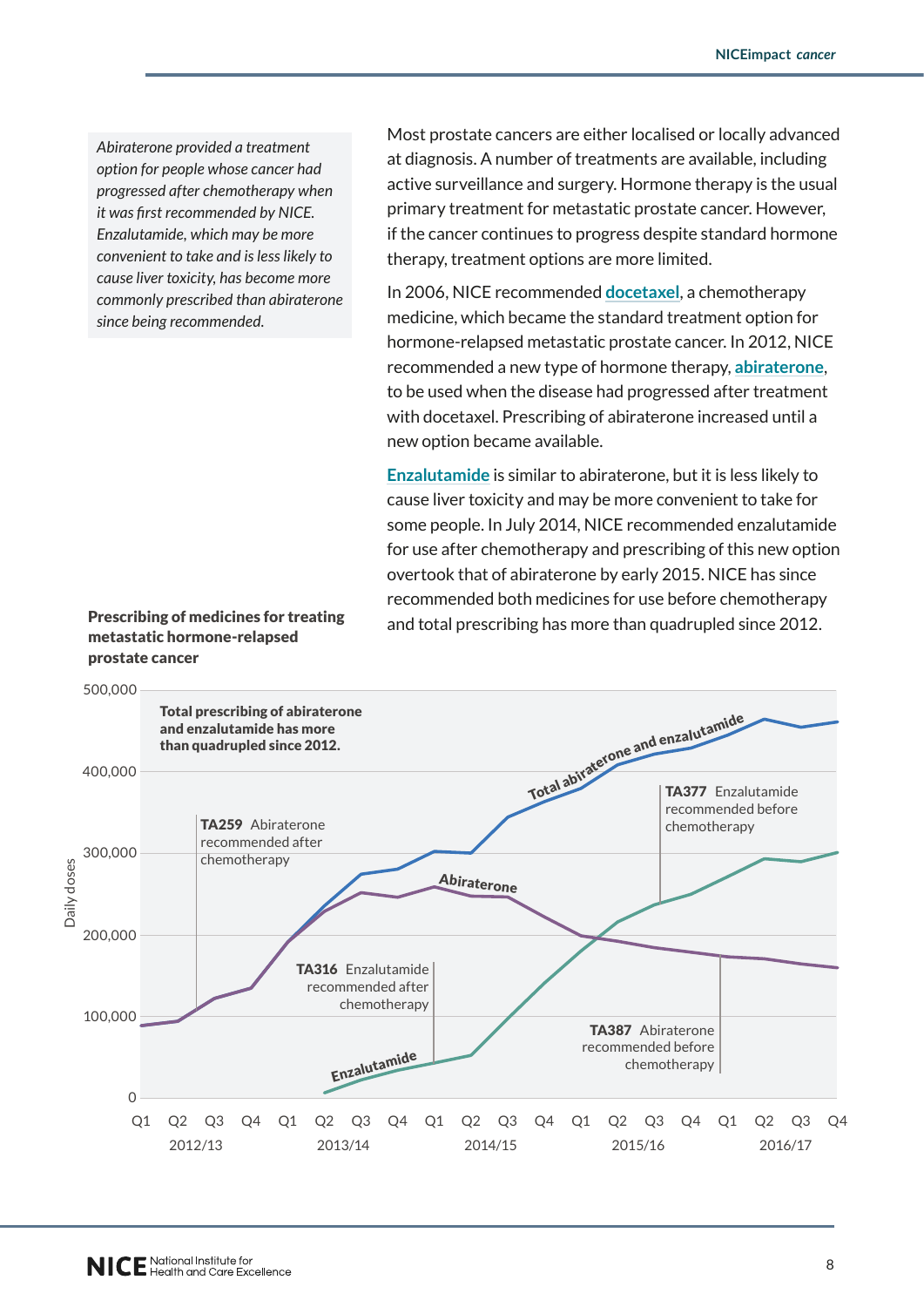*Abiraterone provided a treatment option for people whose cancer had progressed after chemotherapy when it was first recommended by NICE. Enzalutamide, which may be more convenient to take and is less likely to cause liver toxicity, has become more commonly prescribed than abiraterone since being recommended.*

Most prostate cancers are either localised or locally advanced at diagnosis. A number of treatments are available, including active surveillance and surgery. Hormone therapy is the usual primary treatment for metastatic prostate cancer. However, if the cancer continues to progress despite standard hormone therapy, treatment options are more limited.

In 2006, NICE recommended **docetaxel**, a chemotherapy medicine, which became the standard treatment option for hormone-relapsed metastatic prostate cancer. In 2012, NICE recommended a new type of hormone therapy, **abiraterone**, to be used when the disease had progressed after treatment with docetaxel. Prescribing of abiraterone increased until a new option became available.

**Enzalutamide** is similar to abiraterone, but it is less likely to cause liver toxicity and may be more convenient to take for some people. In July 2014, NICE recommended enzalutamide for use after chemotherapy and prescribing of this new option overtook that of abiraterone by early 2015. NICE has since recommended both medicines for use before chemotherapy and total prescribing has more than quadrupled since 2012.

**Prescribing of medicines for treating metastatic hormone-relapsed prostate cancer**

Total prescribing of abiraterone and enzalutamide has more than quadrupled since 2012.

- TA259 Abiraterone recommended after chemotherapy
- TA316 Enzalutamide recommended after chemotherapy
- TA377 Enzalutamide recommended before chemotherapy
- TA387 Abiraterone recommended before chemotherapy

Series: Total abiraterone and enzalutamide; Abiraterone; Enzalutamide. Y-axis: Daily doses (0 to 500,000). X-axis: Q1–Q4, 2012/13 to 2016/17.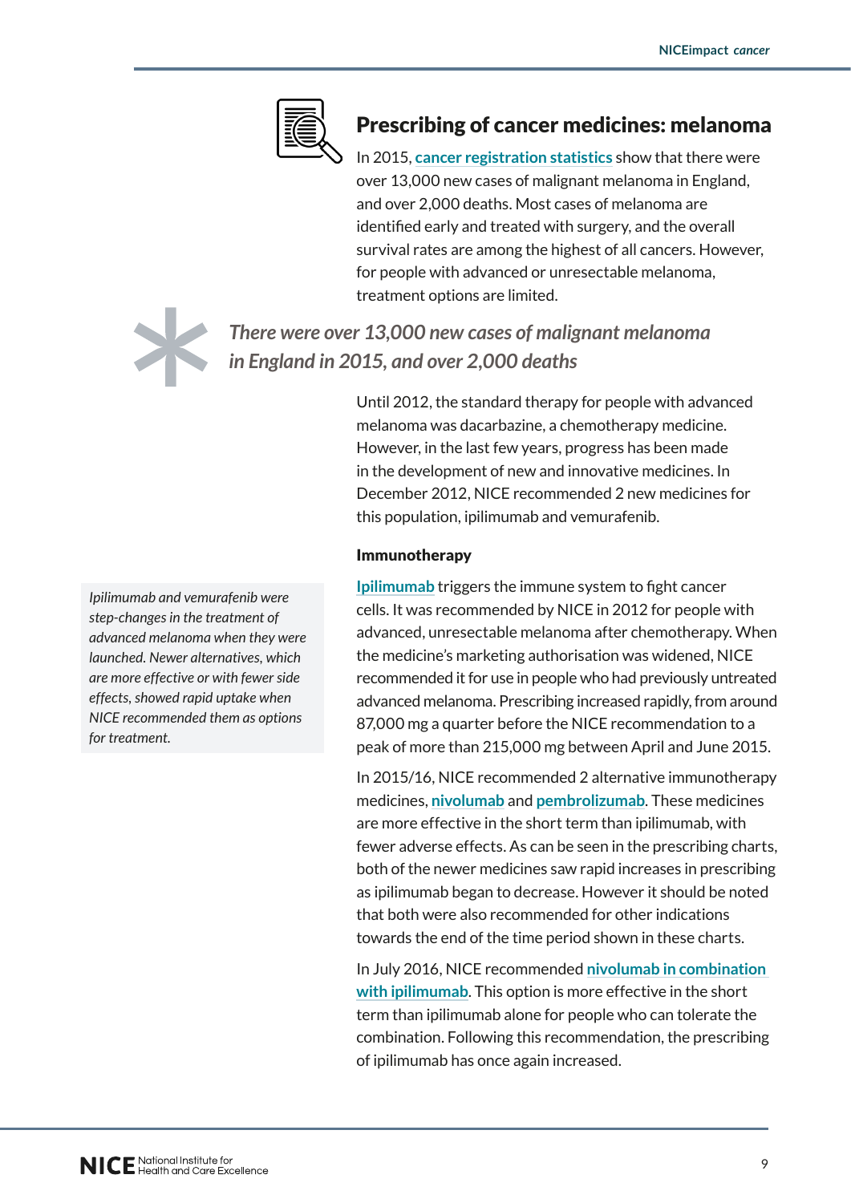## Prescribing of cancer medicines: melanoma

In 2015, cancer registration statistics show that there were over 13,000 new cases of malignant melanoma in England, and over 2,000 deaths. Most cases of melanoma are identified early and treated with surgery, and the overall survival rates are among the highest of all cancers. However, for people with advanced or unresectable melanoma, treatment options are limited.

*There were over 13,000 new cases of malignant melanoma in England in 2015, and over 2,000 deaths*

Until 2012, the standard therapy for people with advanced melanoma was dacarbazine, a chemotherapy medicine. However, in the last few years, progress has been made in the development of new and innovative medicines. In December 2012, NICE recommended 2 new medicines for this population, ipilimumab and vemurafenib.

*Ipilimumab and vemurafenib were step-changes in the treatment of advanced melanoma when they were launched. Newer alternatives, which are more effective or with fewer side effects, showed rapid uptake when NICE recommended them as options for treatment.*

### Immunotherapy

Ipilimumab triggers the immune system to fight cancer cells. It was recommended by NICE in 2012 for people with advanced, unresectable melanoma after chemotherapy. When the medicine's marketing authorisation was widened, NICE recommended it for use in people who had previously untreated advanced melanoma. Prescribing increased rapidly, from around 87,000 mg a quarter before the NICE recommendation to a peak of more than 215,000 mg between April and June 2015.

In 2015/16, NICE recommended 2 alternative immunotherapy medicines, nivolumab and pembrolizumab. These medicines are more effective in the short term than ipilimumab, with fewer adverse effects. As can be seen in the prescribing charts, both of the newer medicines saw rapid increases in prescribing as ipilimumab began to decrease. However it should be noted that both were also recommended for other indications towards the end of the time period shown in these charts.

In July 2016, NICE recommended nivolumab in combination with ipilimumab. This option is more effective in the short term than ipilimumab alone for people who can tolerate the combination. Following this recommendation, the prescribing of ipilimumab has once again increased.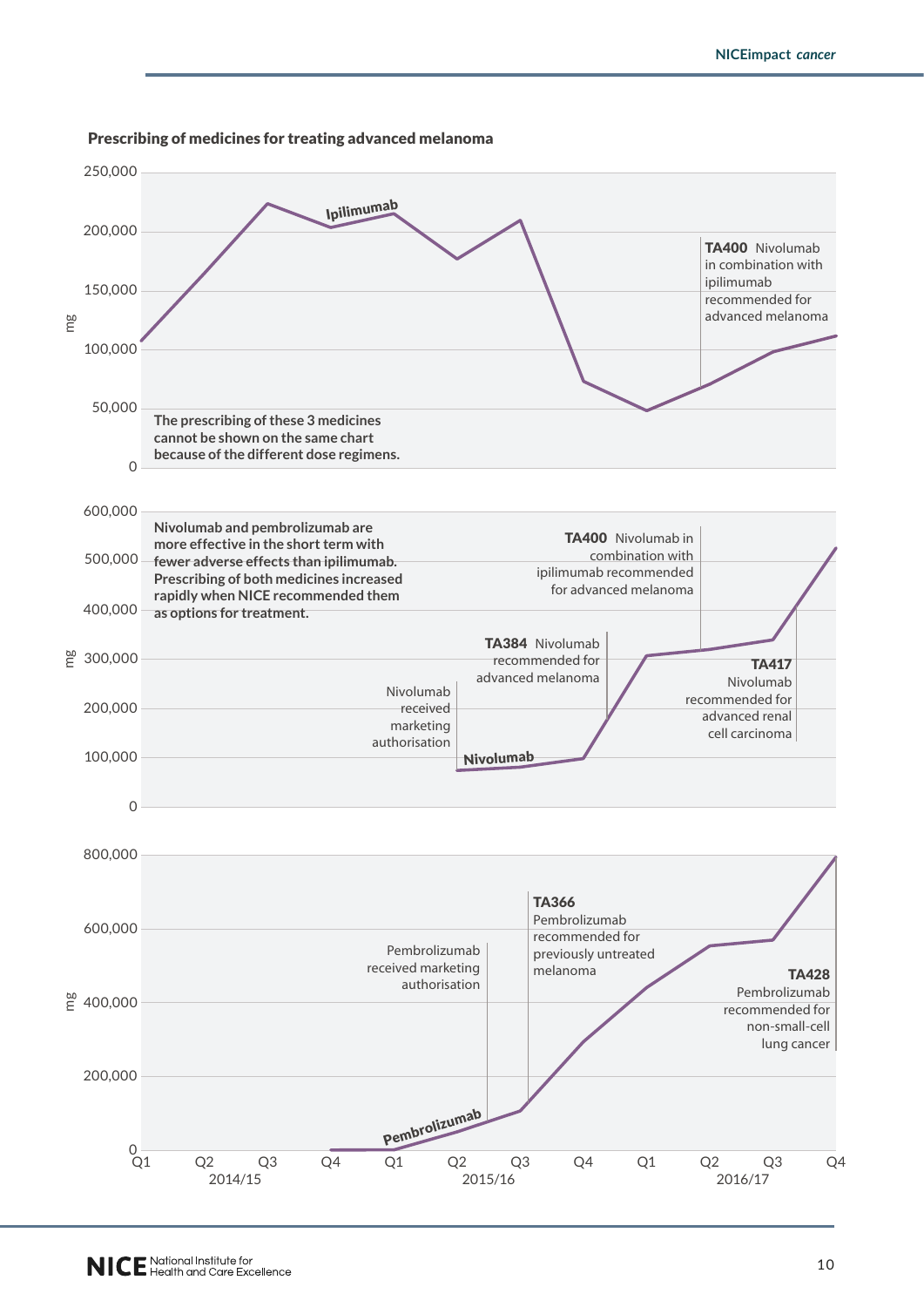### Prescribing of medicines for treating advanced melanoma

250,000
200,000
150,000
100,000
50,000
0

mg

Ipilimumab

**TA400** Nivolumab in combination with ipilimumab recommended for advanced melanoma

**The prescribing of these 3 medicines cannot be shown on the same chart because of the different dose regimens.**

600,000
500,000
400,000
300,000
200,000
100,000
0

mg

**Nivolumab and pembrolizumab are more effective in the short term with fewer adverse effects than ipilimumab. Prescribing of both medicines increased rapidly when NICE recommended them as options for treatment.**

**TA400** Nivolumab in combination with ipilimumab recommended for advanced melanoma

**TA384** Nivolumab recommended for advanced melanoma

Nivolumab received marketing authorisation

Nivolumab

**TA417** Nivolumab recommended for advanced renal cell carcinoma

800,000
600,000
400,000
200,000
0

mg

**TA366** Pembrolizumab recommended for previously untreated melanoma

Pembrolizumab received marketing authorisation

**TA428** Pembrolizumab recommended for non-small-cell lung cancer

Pembrolizumab

Q1 Q2 Q3 Q4 Q1 Q2 Q3 Q4 Q1 Q2 Q3 Q4

2014/15 2015/16 2016/17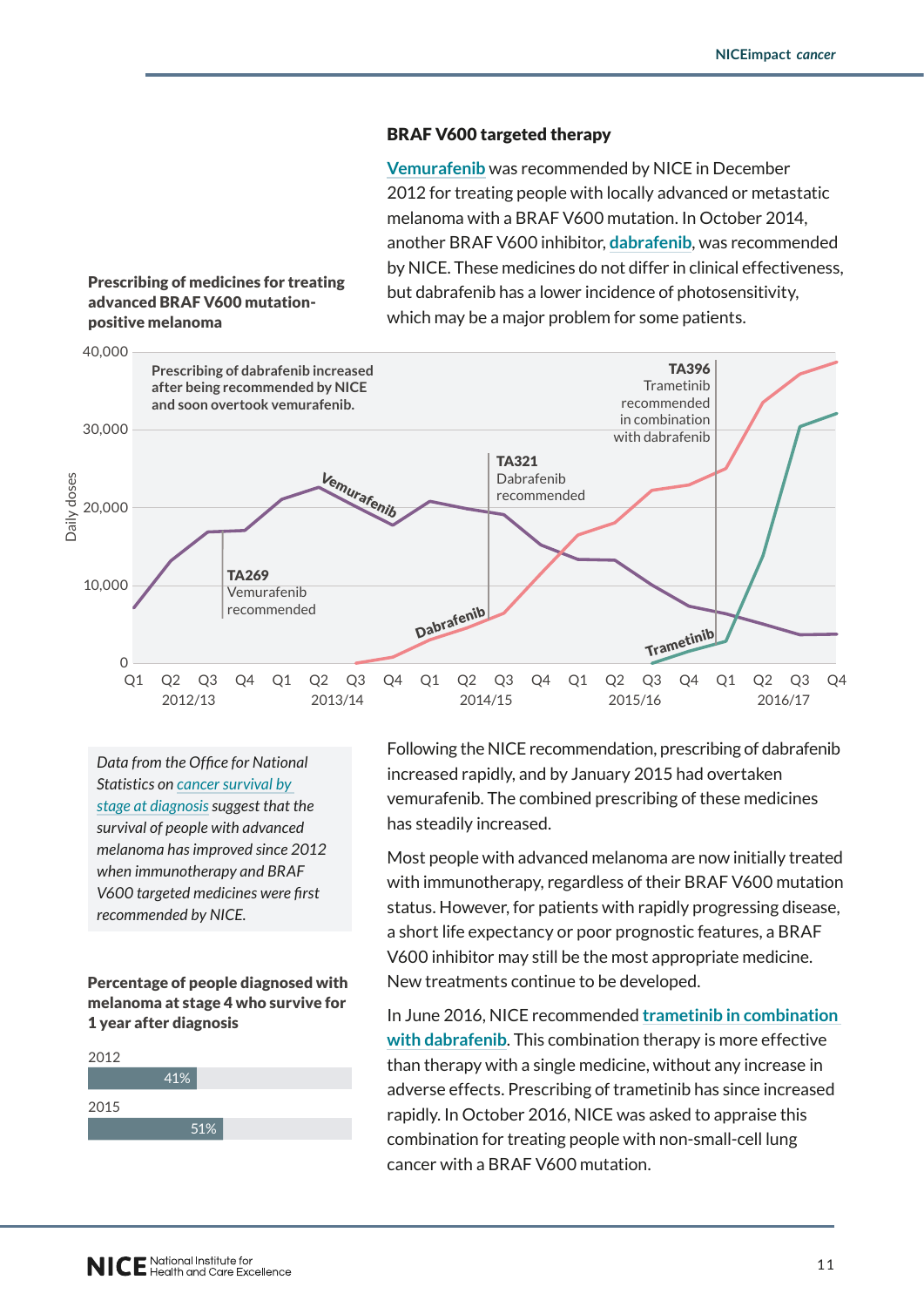## BRAF V600 targeted therapy

Vemurafenib was recommended by NICE in December 2012 for treating people with locally advanced or metastatic melanoma with a BRAF V600 mutation. In October 2014, another BRAF V600 inhibitor, dabrafenib, was recommended by NICE. These medicines do not differ in clinical effectiveness, but dabrafenib has a lower incidence of photosensitivity, which may be a major problem for some patients.

**Prescribing of medicines for treating advanced BRAF V600 mutation-positive melanoma**

Prescribing of dabrafenib increased after being recommended by NICE and soon overtook vemurafenib.

- TA269 Vemurafenib recommended
- TA321 Dabrafenib recommended
- TA396 Trametinib recommended in combination with dabrafenib

*Data from the Office for National Statistics on cancer survival by stage at diagnosis suggest that the survival of people with advanced melanoma has improved since 2012 when immunotherapy and BRAF V600 targeted medicines were first recommended by NICE.*

**Percentage of people diagnosed with melanoma at stage 4 who survive for 1 year after diagnosis**

| Year | Percentage |
|---|---|
| 2012 | 41% |
| 2015 | 51% |

Following the NICE recommendation, prescribing of dabrafenib increased rapidly, and by January 2015 had overtaken vemurafenib. The combined prescribing of these medicines has steadily increased.

Most people with advanced melanoma are now initially treated with immunotherapy, regardless of their BRAF V600 mutation status. However, for patients with rapidly progressing disease, a short life expectancy or poor prognostic features, a BRAF V600 inhibitor may still be the most appropriate medicine. New treatments continue to be developed.

In June 2016, NICE recommended trametinib in combination with dabrafenib. This combination therapy is more effective than therapy with a single medicine, without any increase in adverse effects. Prescribing of trametinib has since increased rapidly. In October 2016, NICE was asked to appraise this combination for treating people with non-small-cell lung cancer with a BRAF V600 mutation.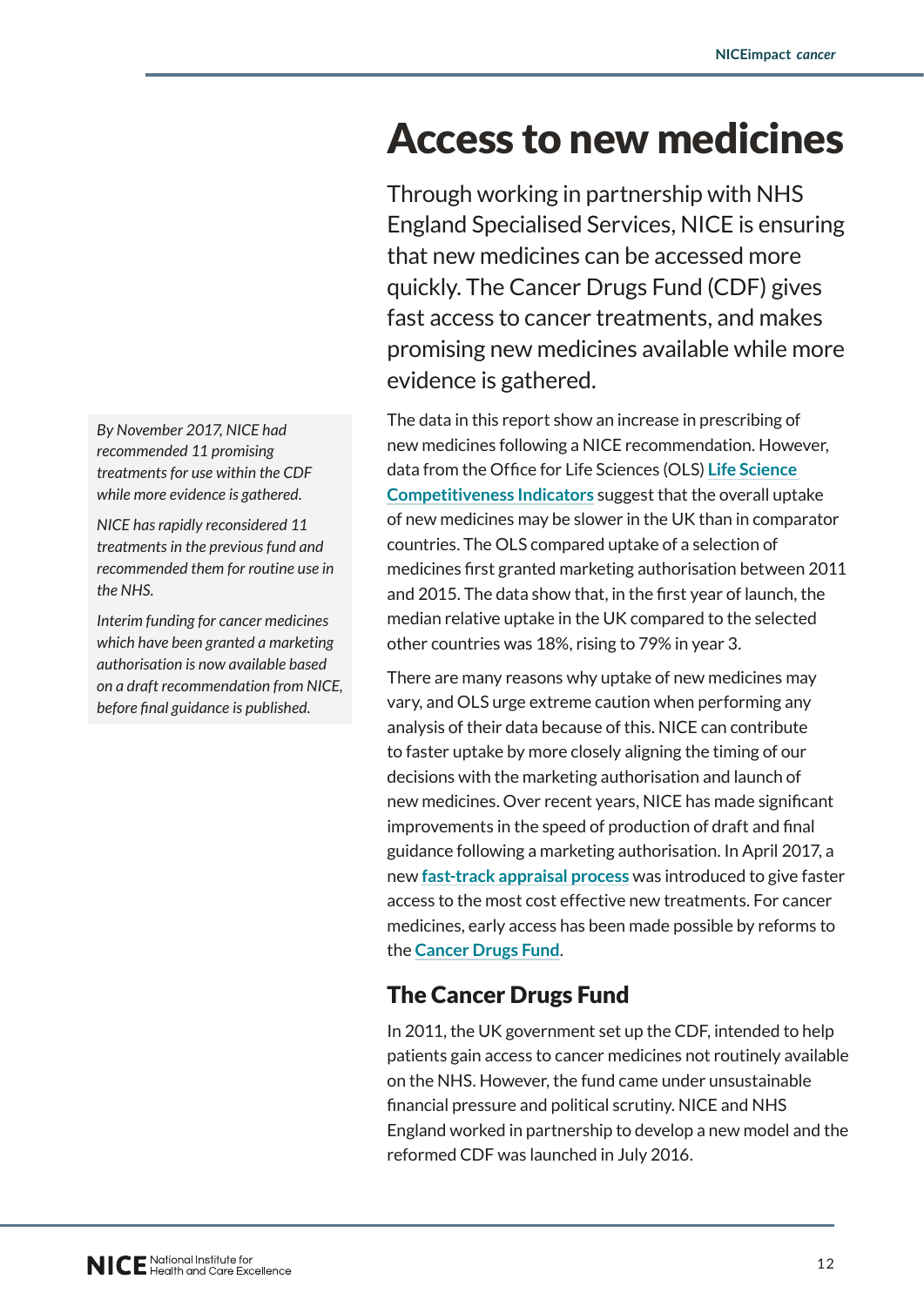# Access to new medicines

Through working in partnership with NHS England Specialised Services, NICE is ensuring that new medicines can be accessed more quickly. The Cancer Drugs Fund (CDF) gives fast access to cancer treatments, and makes promising new medicines available while more evidence is gathered.

*By November 2017, NICE had recommended 11 promising treatments for use within the CDF while more evidence is gathered.*

*NICE has rapidly reconsidered 11 treatments in the previous fund and recommended them for routine use in the NHS.*

*Interim funding for cancer medicines which have been granted a marketing authorisation is now available based on a draft recommendation from NICE, before final guidance is published.*

The data in this report show an increase in prescribing of new medicines following a NICE recommendation. However, data from the Office for Life Sciences (OLS) **Life Science Competitiveness Indicators** suggest that the overall uptake of new medicines may be slower in the UK than in comparator countries. The OLS compared uptake of a selection of medicines first granted marketing authorisation between 2011 and 2015. The data show that, in the first year of launch, the median relative uptake in the UK compared to the selected other countries was 18%, rising to 79% in year 3.

There are many reasons why uptake of new medicines may vary, and OLS urge extreme caution when performing any analysis of their data because of this. NICE can contribute to faster uptake by more closely aligning the timing of our decisions with the marketing authorisation and launch of new medicines. Over recent years, NICE has made significant improvements in the speed of production of draft and final guidance following a marketing authorisation. In April 2017, a new **fast-track appraisal process** was introduced to give faster access to the most cost effective new treatments. For cancer medicines, early access has been made possible by reforms to the **Cancer Drugs Fund**.

## The Cancer Drugs Fund

In 2011, the UK government set up the CDF, intended to help patients gain access to cancer medicines not routinely available on the NHS. However, the fund came under unsustainable financial pressure and political scrutiny. NICE and NHS England worked in partnership to develop a new model and the reformed CDF was launched in July 2016.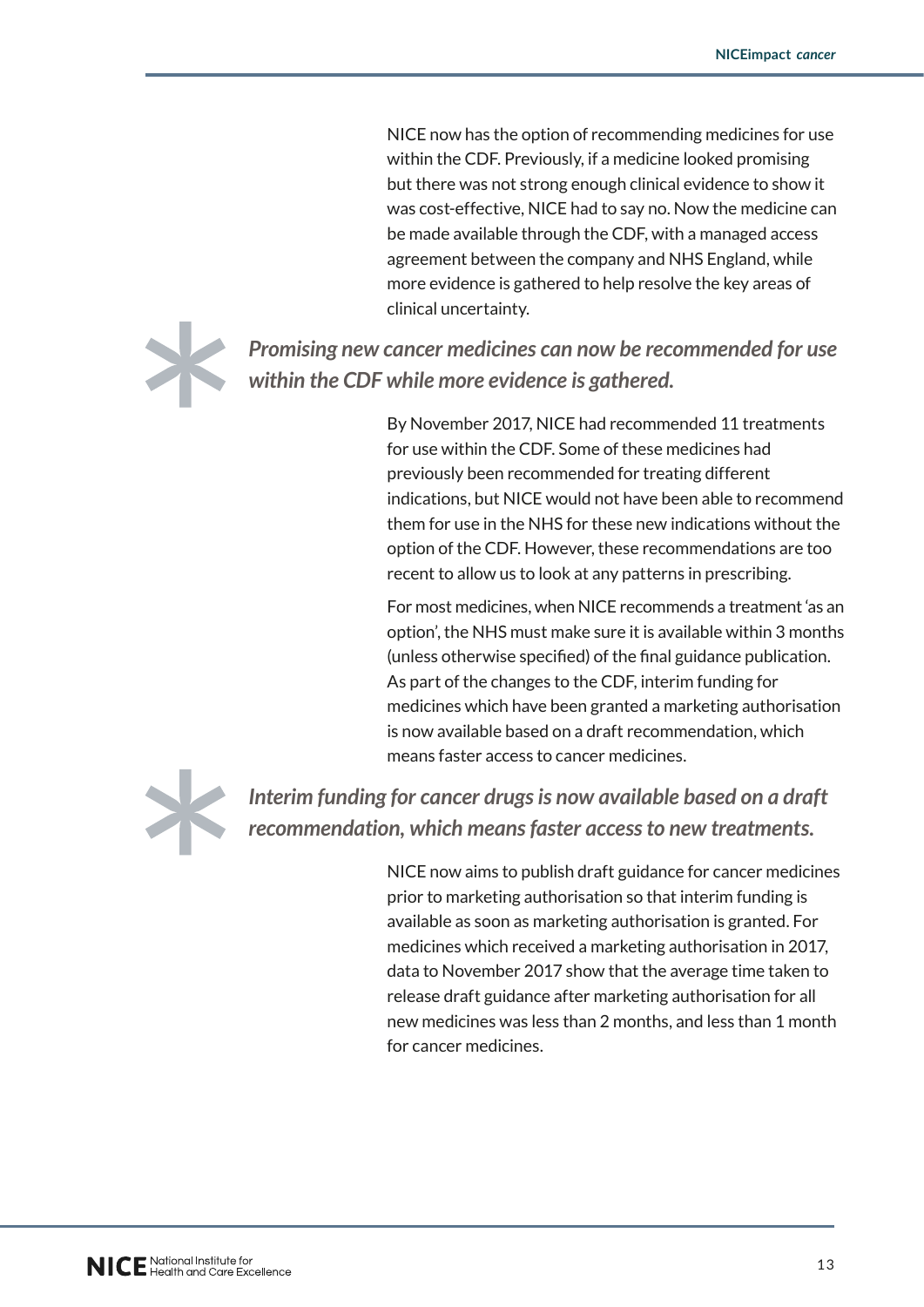NICE now has the option of recommending medicines for use within the CDF. Previously, if a medicine looked promising but there was not strong enough clinical evidence to show it was cost-effective, NICE had to say no. Now the medicine can be made available through the CDF, with a managed access agreement between the company and NHS England, while more evidence is gathered to help resolve the key areas of clinical uncertainty.

***Promising new cancer medicines can now be recommended for use within the CDF while more evidence is gathered.***

By November 2017, NICE had recommended 11 treatments for use within the CDF. Some of these medicines had previously been recommended for treating different indications, but NICE would not have been able to recommend them for use in the NHS for these new indications without the option of the CDF. However, these recommendations are too recent to allow us to look at any patterns in prescribing.

For most medicines, when NICE recommends a treatment 'as an option', the NHS must make sure it is available within 3 months (unless otherwise specified) of the final guidance publication. As part of the changes to the CDF, interim funding for medicines which have been granted a marketing authorisation is now available based on a draft recommendation, which means faster access to cancer medicines.

***Interim funding for cancer drugs is now available based on a draft recommendation, which means faster access to new treatments.***

NICE now aims to publish draft guidance for cancer medicines prior to marketing authorisation so that interim funding is available as soon as marketing authorisation is granted. For medicines which received a marketing authorisation in 2017, data to November 2017 show that the average time taken to release draft guidance after marketing authorisation for all new medicines was less than 2 months, and less than 1 month for cancer medicines.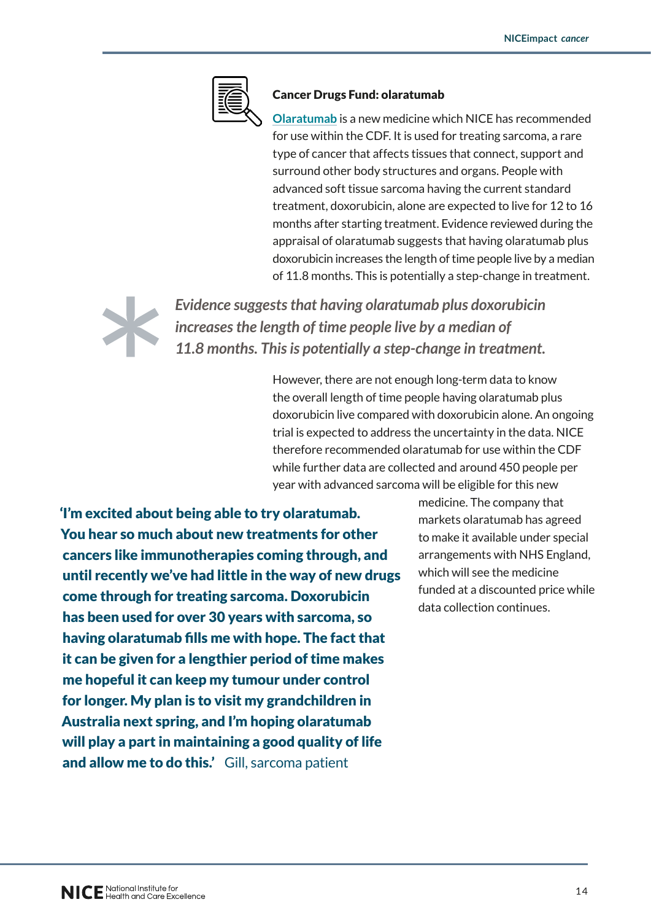### Cancer Drugs Fund: olaratumab

Olaratumab is a new medicine which NICE has recommended for use within the CDF. It is used for treating sarcoma, a rare type of cancer that affects tissues that connect, support and surround other body structures and organs. People with advanced soft tissue sarcoma having the current standard treatment, doxorubicin, alone are expected to live for 12 to 16 months after starting treatment. Evidence reviewed during the appraisal of olaratumab suggests that having olaratumab plus doxorubicin increases the length of time people live by a median of 11.8 months. This is potentially a step-change in treatment.

> *Evidence suggests that having olaratumab plus doxorubicin increases the length of time people live by a median of 11.8 months. This is potentially a step-change in treatment.*

However, there are not enough long-term data to know the overall length of time people having olaratumab plus doxorubicin live compared with doxorubicin alone. An ongoing trial is expected to address the uncertainty in the data. NICE therefore recommended olaratumab for use within the CDF while further data are collected and around 450 people per year with advanced sarcoma will be eligible for this new medicine. The company that markets olaratumab has agreed to make it available under special arrangements with NHS England, which will see the medicine funded at a discounted price while data collection continues.

> **'I'm excited about being able to try olaratumab. You hear so much about new treatments for other cancers like immunotherapies coming through, and until recently we've had little in the way of new drugs come through for treating sarcoma. Doxorubicin has been used for over 30 years with sarcoma, so having olaratumab fills me with hope. The fact that it can be given for a lengthier period of time makes me hopeful it can keep my tumour under control for longer. My plan is to visit my grandchildren in Australia next spring, and I'm hoping olaratumab will play a part in maintaining a good quality of life and allow me to do this.'** Gill, sarcoma patient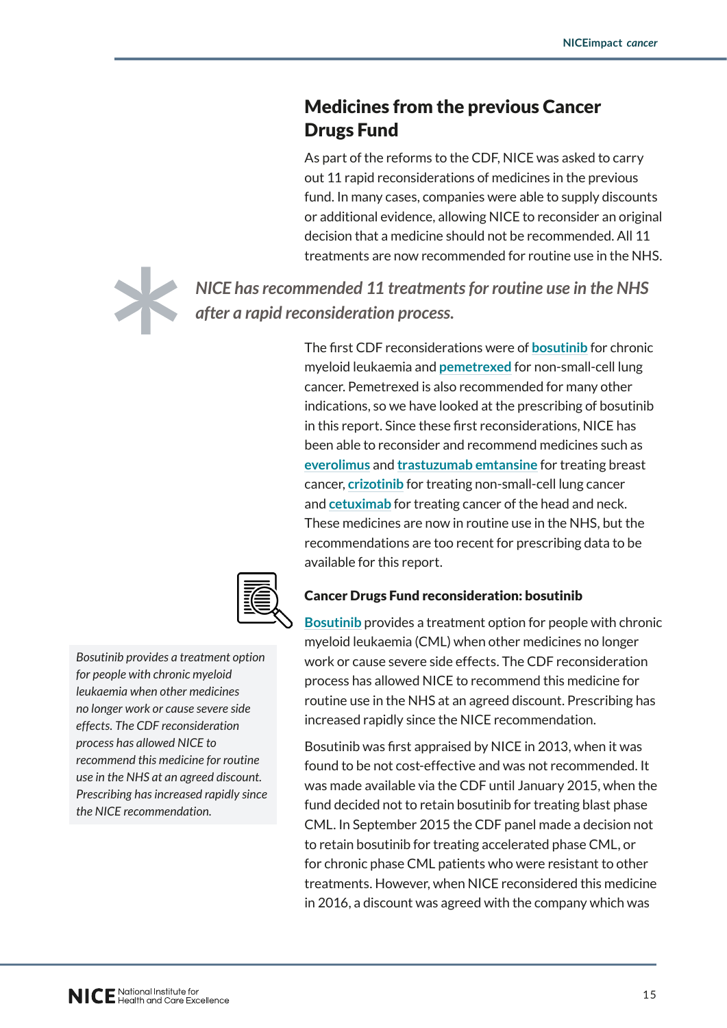## Medicines from the previous Cancer Drugs Fund

As part of the reforms to the CDF, NICE was asked to carry out 11 rapid reconsiderations of medicines in the previous fund. In many cases, companies were able to supply discounts or additional evidence, allowing NICE to reconsider an original decision that a medicine should not be recommended. All 11 treatments are now recommended for routine use in the NHS.

> *NICE has recommended 11 treatments for routine use in the NHS after a rapid reconsideration process.*

The first CDF reconsiderations were of **bosutinib** for chronic myeloid leukaemia and **pemetrexed** for non-small-cell lung cancer. Pemetrexed is also recommended for many other indications, so we have looked at the prescribing of bosutinib in this report. Since these first reconsiderations, NICE has been able to reconsider and recommend medicines such as **everolimus** and **trastuzumab emtansine** for treating breast cancer, **crizotinib** for treating non-small-cell lung cancer and **cetuximab** for treating cancer of the head and neck. These medicines are now in routine use in the NHS, but the recommendations are too recent for prescribing data to be available for this report.

### Cancer Drugs Fund reconsideration: bosutinib

*Bosutinib provides a treatment option for people with chronic myeloid leukaemia when other medicines no longer work or cause severe side effects. The CDF reconsideration process has allowed NICE to recommend this medicine for routine use in the NHS at an agreed discount. Prescribing has increased rapidly since the NICE recommendation.*

**Bosutinib** provides a treatment option for people with chronic myeloid leukaemia (CML) when other medicines no longer work or cause severe side effects. The CDF reconsideration process has allowed NICE to recommend this medicine for routine use in the NHS at an agreed discount. Prescribing has increased rapidly since the NICE recommendation.

Bosutinib was first appraised by NICE in 2013, when it was found to be not cost-effective and was not recommended. It was made available via the CDF until January 2015, when the fund decided not to retain bosutinib for treating blast phase CML. In September 2015 the CDF panel made a decision not to retain bosutinib for treating accelerated phase CML, or for chronic phase CML patients who were resistant to other treatments. However, when NICE reconsidered this medicine in 2016, a discount was agreed with the company which was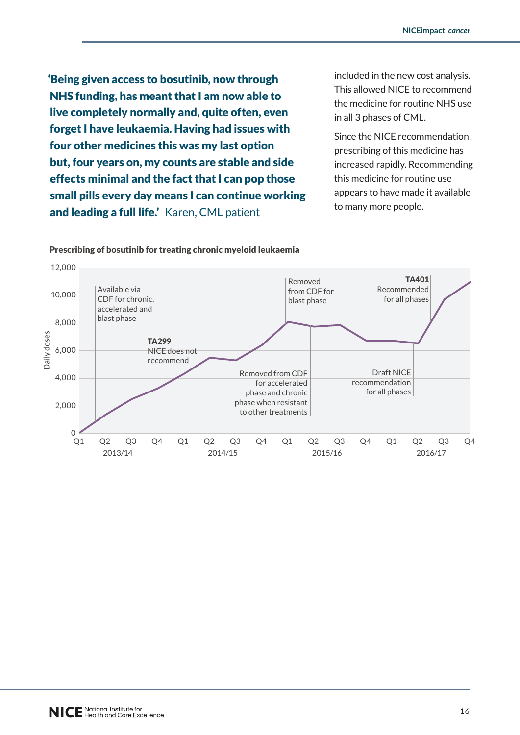**'Being given access to bosutinib, now through NHS funding, has meant that I am now able to live completely normally and, quite often, even forget I have leukaemia. Having had issues with four other medicines this was my last option but, four years on, my counts are stable and side effects minimal and the fact that I can pop those small pills every day means I can continue working and leading a full life.'** Karen, CML patient

included in the new cost analysis. This allowed NICE to recommend the medicine for routine NHS use in all 3 phases of CML.

Since the NICE recommendation, prescribing of this medicine has increased rapidly. Recommending this medicine for routine use appears to have made it available to many more people.

**Prescribing of bosutinib for treating chronic myeloid leukaemia**

Daily doses (0 to 12,000), by quarter, 2013/14 to 2016/17

Annotations:
- Available via CDF for chronic, accelerated and blast phase
- **TA299** NICE does not recommend
- Removed from CDF for blast phase
- Removed from CDF for accelerated phase and chronic phase when resistant to other treatments
- Draft NICE recommendation for all phases
- **TA401** Recommended for all phases

Quarters: Q1 Q2 Q3 Q4 (2013/14), Q1 Q2 Q3 Q4 (2014/15), Q1 Q2 Q3 Q4 (2015/16), Q1 Q2 Q3 Q4 (2016/17)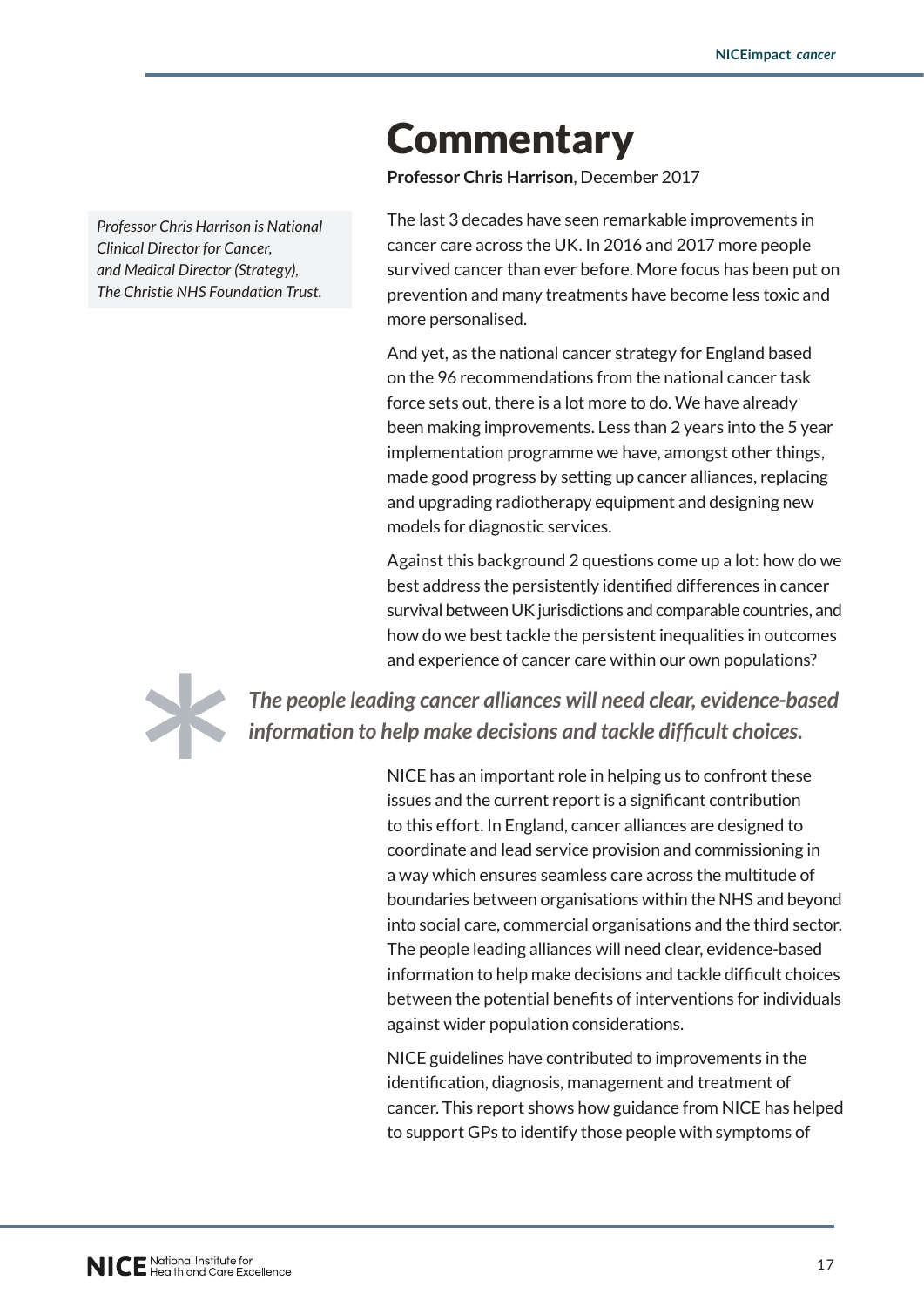# Commentary

**Professor Chris Harrison**, December 2017

*Professor Chris Harrison is National Clinical Director for Cancer, and Medical Director (Strategy), The Christie NHS Foundation Trust.*

The last 3 decades have seen remarkable improvements in cancer care across the UK. In 2016 and 2017 more people survived cancer than ever before. More focus has been put on prevention and many treatments have become less toxic and more personalised.

And yet, as the national cancer strategy for England based on the 96 recommendations from the national cancer task force sets out, there is a lot more to do. We have already been making improvements. Less than 2 years into the 5 year implementation programme we have, amongst other things, made good progress by setting up cancer alliances, replacing and upgrading radiotherapy equipment and designing new models for diagnostic services.

Against this background 2 questions come up a lot: how do we best address the persistently identified differences in cancer survival between UK jurisdictions and comparable countries, and how do we best tackle the persistent inequalities in outcomes and experience of cancer care within our own populations?

> ***The people leading cancer alliances will need clear, evidence-based information to help make decisions and tackle difficult choices.***

NICE has an important role in helping us to confront these issues and the current report is a significant contribution to this effort. In England, cancer alliances are designed to coordinate and lead service provision and commissioning in a way which ensures seamless care across the multitude of boundaries between organisations within the NHS and beyond into social care, commercial organisations and the third sector. The people leading alliances will need clear, evidence-based information to help make decisions and tackle difficult choices between the potential benefits of interventions for individuals against wider population considerations.

NICE guidelines have contributed to improvements in the identification, diagnosis, management and treatment of cancer. This report shows how guidance from NICE has helped to support GPs to identify those people with symptoms of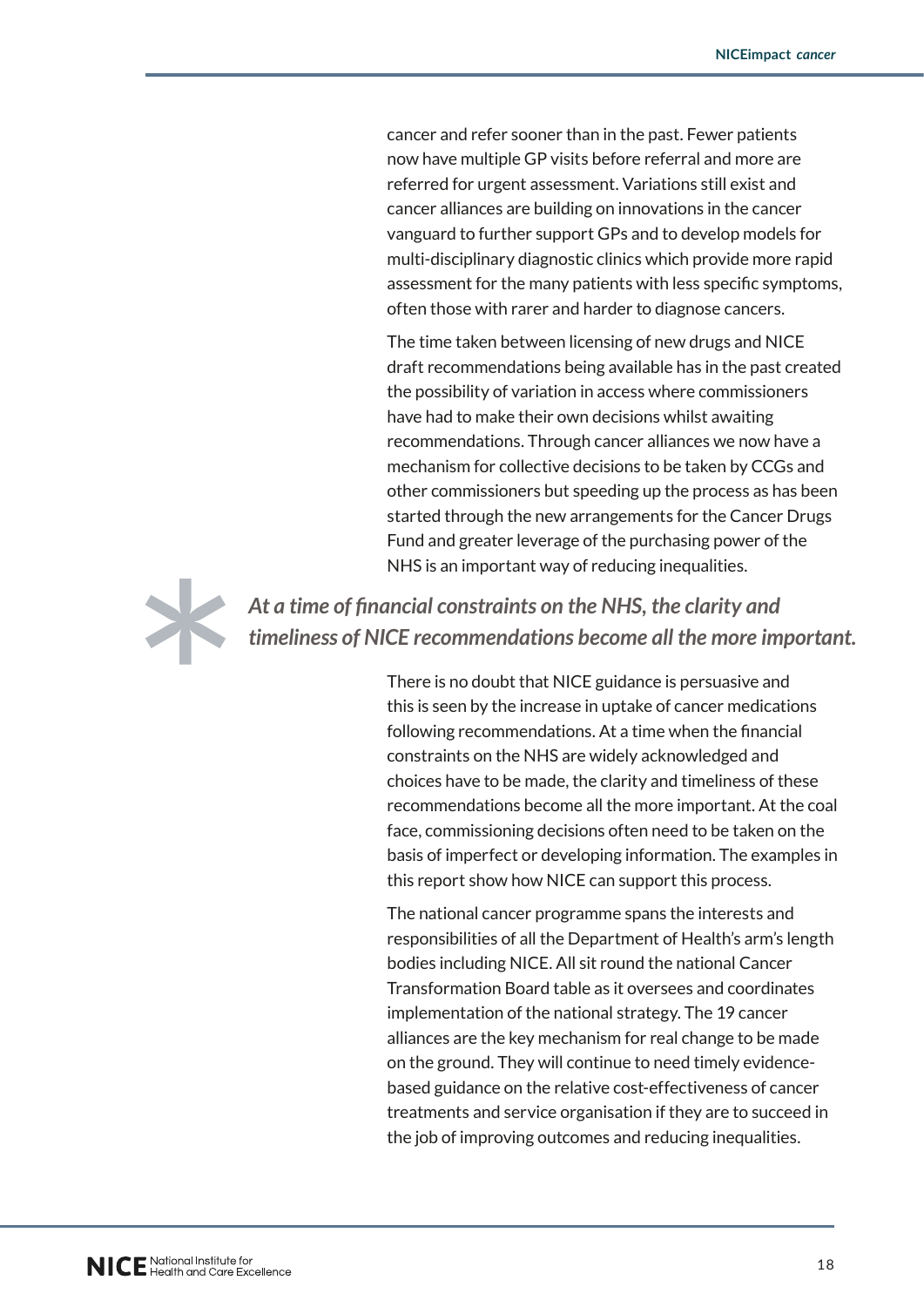cancer and refer sooner than in the past. Fewer patients now have multiple GP visits before referral and more are referred for urgent assessment. Variations still exist and cancer alliances are building on innovations in the cancer vanguard to further support GPs and to develop models for multi-disciplinary diagnostic clinics which provide more rapid assessment for the many patients with less specific symptoms, often those with rarer and harder to diagnose cancers.

The time taken between licensing of new drugs and NICE draft recommendations being available has in the past created the possibility of variation in access where commissioners have had to make their own decisions whilst awaiting recommendations. Through cancer alliances we now have a mechanism for collective decisions to be taken by CCGs and other commissioners but speeding up the process as has been started through the new arrangements for the Cancer Drugs Fund and greater leverage of the purchasing power of the NHS is an important way of reducing inequalities.

***At a time of financial constraints on the NHS, the clarity and timeliness of NICE recommendations become all the more important.***

There is no doubt that NICE guidance is persuasive and this is seen by the increase in uptake of cancer medications following recommendations. At a time when the financial constraints on the NHS are widely acknowledged and choices have to be made, the clarity and timeliness of these recommendations become all the more important. At the coal face, commissioning decisions often need to be taken on the basis of imperfect or developing information. The examples in this report show how NICE can support this process.

The national cancer programme spans the interests and responsibilities of all the Department of Health's arm's length bodies including NICE. All sit round the national Cancer Transformation Board table as it oversees and coordinates implementation of the national strategy. The 19 cancer alliances are the key mechanism for real change to be made on the ground. They will continue to need timely evidence-based guidance on the relative cost-effectiveness of cancer treatments and service organisation if they are to succeed in the job of improving outcomes and reducing inequalities.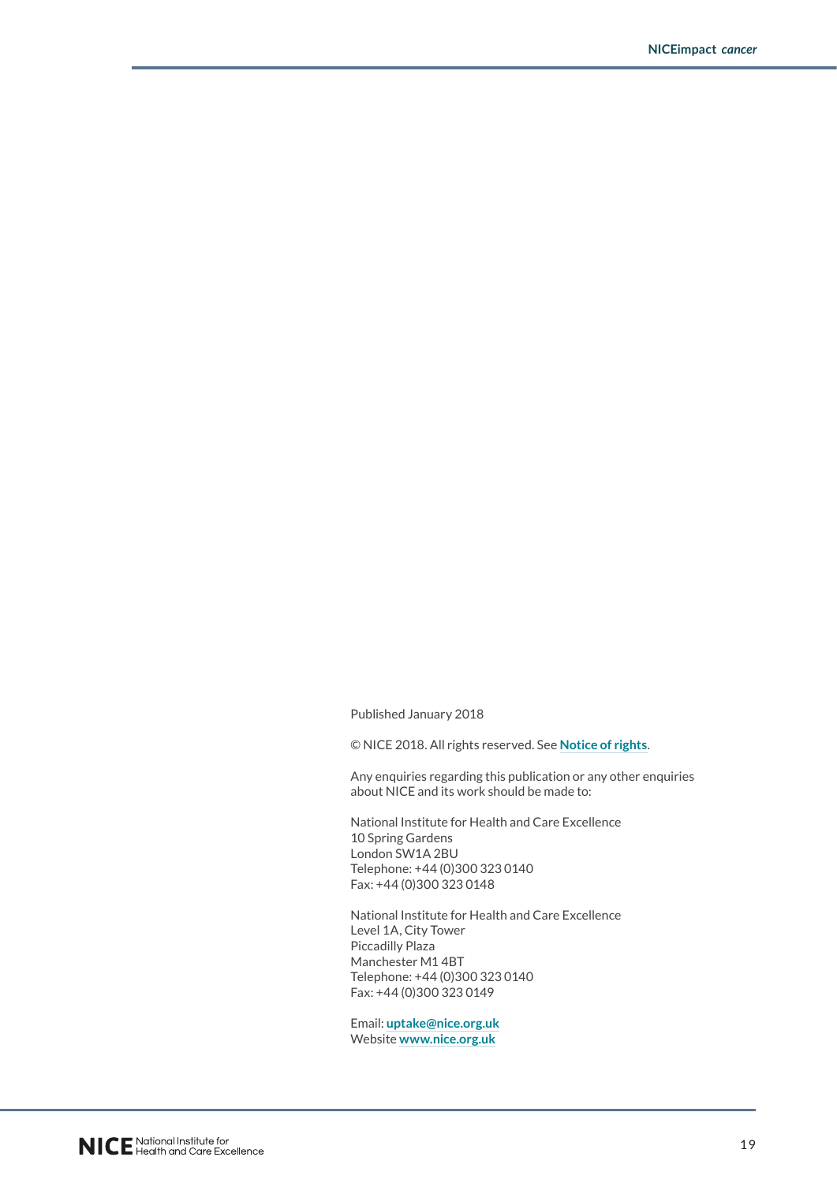Published January 2018

© NICE 2018. All rights reserved. See **Notice of rights**.

Any enquiries regarding this publication or any other enquiries about NICE and its work should be made to:

National Institute for Health and Care Excellence
10 Spring Gardens
London SW1A 2BU
Telephone: +44 (0)300 323 0140
Fax: +44 (0)300 323 0148

National Institute for Health and Care Excellence
Level 1A, City Tower
Piccadilly Plaza
Manchester M1 4BT
Telephone: +44 (0)300 323 0140
Fax: +44 (0)300 323 0149

Email: **uptake@nice.org.uk**
Website **www.nice.org.uk**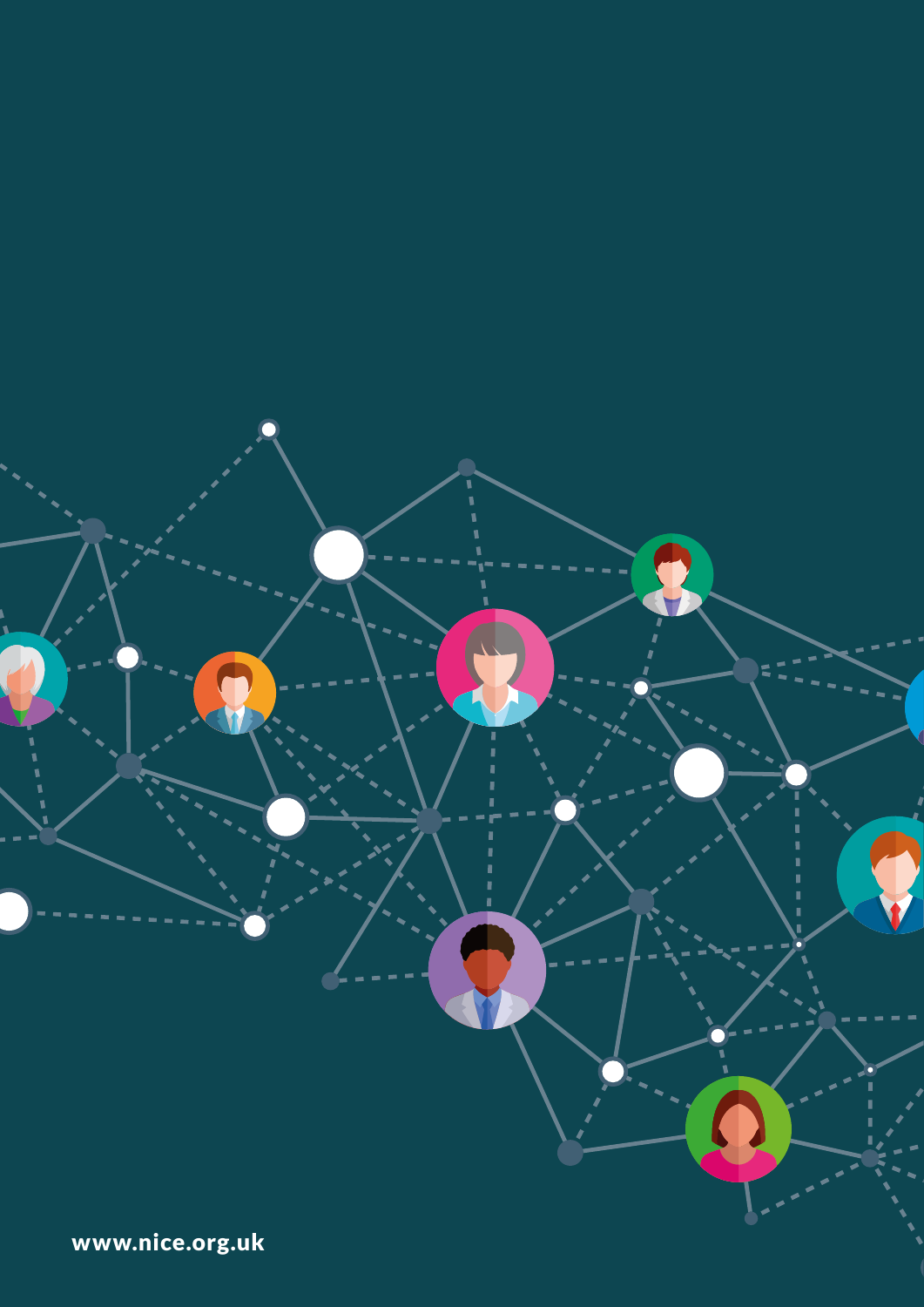www.nice.org.uk